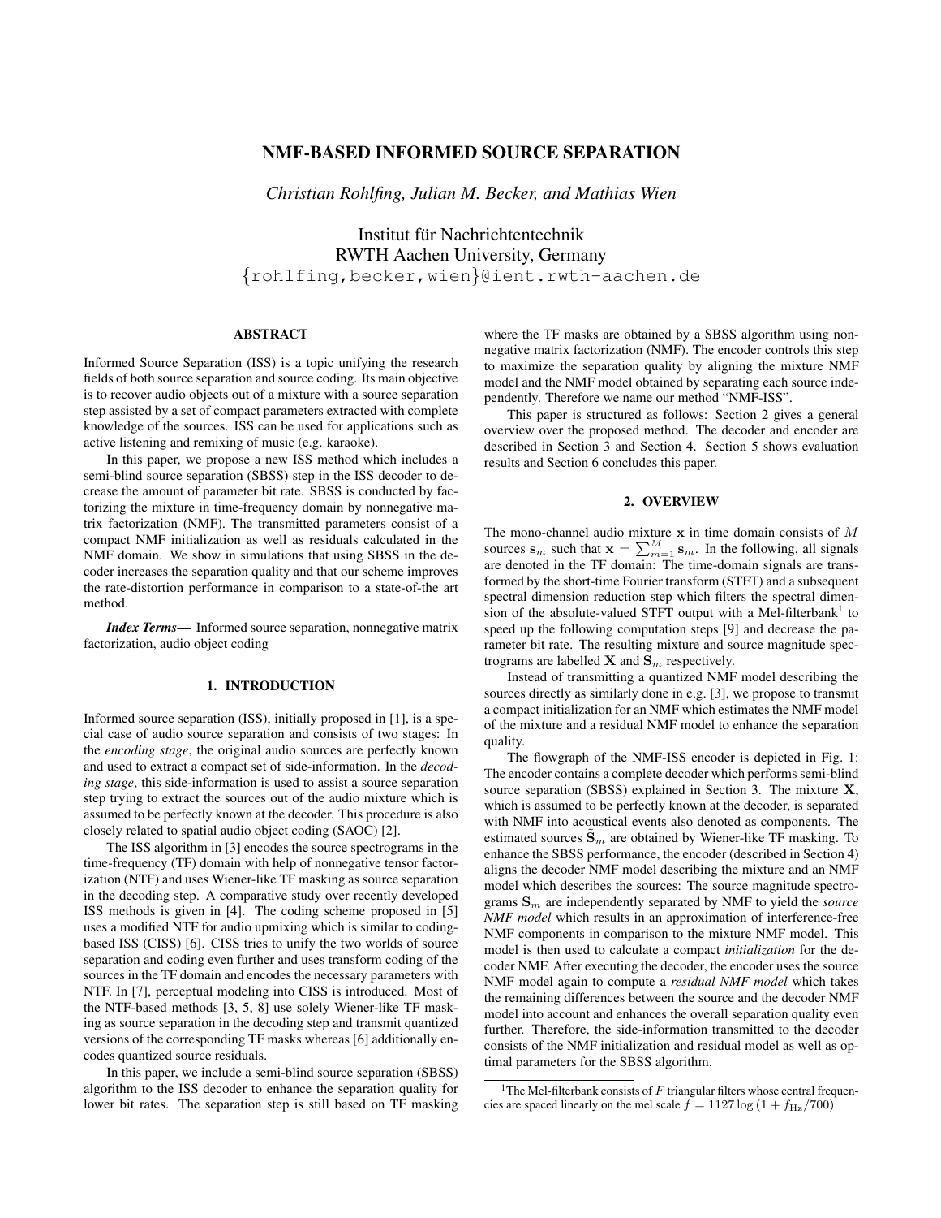# NMF-BASED INFORMED SOURCE SEPARATION

*Christian Rohlfing, Julian M. Becker, and Mathias Wien*

Institut für Nachrichtentechnik
RWTH Aachen University, Germany
{rohlfing,becker,wien}@ient.rwth-aachen.de

## ABSTRACT

Informed Source Separation (ISS) is a topic unifying the research fields of both source separation and source coding. Its main objective is to recover audio objects out of a mixture with a source separation step assisted by a set of compact parameters extracted with complete knowledge of the sources. ISS can be used for applications such as active listening and remixing of music (e.g. karaoke).

In this paper, we propose a new ISS method which includes a semi-blind source separation (SBSS) step in the ISS decoder to decrease the amount of parameter bit rate. SBSS is conducted by factorizing the mixture in time-frequency domain by nonnegative matrix factorization (NMF). The transmitted parameters consist of a compact NMF initialization as well as residuals calculated in the NMF domain. We show in simulations that using SBSS in the decoder increases the separation quality and that our scheme improves the rate-distortion performance in comparison to a state-of-the art method.

***Index Terms*—** Informed source separation, nonnegative matrix factorization, audio object coding

## 1. INTRODUCTION

Informed source separation (ISS), initially proposed in [1], is a special case of audio source separation and consists of two stages: In the *encoding stage*, the original audio sources are perfectly known and used to extract a compact set of side-information. In the *decoding stage*, this side-information is used to assist a source separation step trying to extract the sources out of the audio mixture which is assumed to be perfectly known at the decoder. This procedure is also closely related to spatial audio object coding (SAOC) [2].

The ISS algorithm in [3] encodes the source spectrograms in the time-frequency (TF) domain with help of nonnegative tensor factorization (NTF) and uses Wiener-like TF masking as source separation in the decoding step. A comparative study over recently developed ISS methods is given in [4]. The coding scheme proposed in [5] uses a modified NTF for audio upmixing which is similar to coding-based ISS (CISS) [6]. CISS tries to unify the two worlds of source separation and coding even further and uses transform coding of the sources in the TF domain and encodes the necessary parameters with NTF. In [7], perceptual modeling into CISS is introduced. Most of the NTF-based methods [3, 5, 8] use solely Wiener-like TF masking as source separation in the decoding step and transmit quantized versions of the corresponding TF masks whereas [6] additionally encodes quantized source residuals.

In this paper, we include a semi-blind source separation (SBSS) algorithm to the ISS decoder to enhance the separation quality for lower bit rates. The separation step is still based on TF masking where the TF masks are obtained by a SBSS algorithm using nonnegative matrix factorization (NMF). The encoder controls this step to maximize the separation quality by aligning the mixture NMF model and the NMF model obtained by separating each source independently. Therefore we name our method "NMF-ISS".

This paper is structured as follows: Section 2 gives a general overview over the proposed method. The decoder and encoder are described in Section 3 and Section 4. Section 5 shows evaluation results and Section 6 concludes this paper.

## 2. OVERVIEW

The mono-channel audio mixture $\mathbf{x}$ in time domain consists of $M$ sources $\mathbf{s}_m$ such that $\mathbf{x} = \sum_{m=1}^{M} \mathbf{s}_m$. In the following, all signals are denoted in the TF domain: The time-domain signals are transformed by the short-time Fourier transform (STFT) and a subsequent spectral dimension reduction step which filters the spectral dimension of the absolute-valued STFT output with a Mel-filterbank[1] to speed up the following computation steps [9] and decrease the parameter bit rate. The resulting mixture and source magnitude spectrograms are labelled $\mathbf{X}$ and $\mathbf{S}_m$ respectively.

Instead of transmitting a quantized NMF model describing the sources directly as similarly done in e.g. [3], we propose to transmit a compact initialization for an NMF which estimates the NMF model of the mixture and a residual NMF model to enhance the separation quality.

The flowgraph of the NMF-ISS encoder is depicted in Fig. 1: The encoder contains a complete decoder which performs semi-blind source separation (SBSS) explained in Section 3. The mixture $\mathbf{X}$, which is assumed to be perfectly known at the decoder, is separated with NMF into acoustical events also denoted as components. The estimated sources $\tilde{\mathbf{S}}_m$ are obtained by Wiener-like TF masking. To enhance the SBSS performance, the encoder (described in Section 4) aligns the decoder NMF model describing the mixture and an NMF model which describes the sources: The source magnitude spectrograms $\mathbf{S}_m$ are independently separated by NMF to yield the *source NMF model* which results in an approximation of interference-free NMF components in comparison to the mixture NMF model. This model is then used to calculate a compact *initialization* for the decoder NMF. After executing the decoder, the encoder uses the source NMF model again to compute a *residual NMF model* which takes the remaining differences between the source and the decoder NMF model into account and enhances the overall separation quality even further. Therefore, the side-information transmitted to the decoder consists of the NMF initialization and residual model as well as optimal parameters for the SBSS algorithm.

[1] The Mel-filterbank consists of $F$ triangular filters whose central frequencies are spaced linearly on the mel scale $f = 1127 \log\left(1 + f_{\text{Hz}}/700\right)$.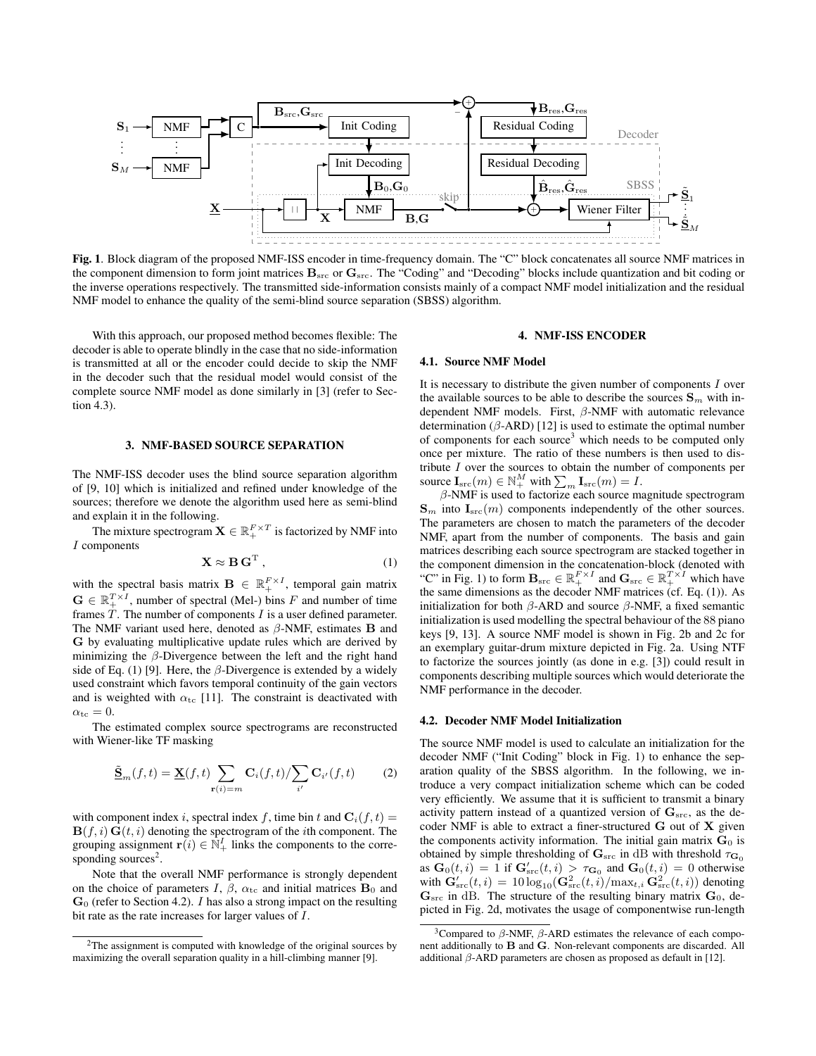**Fig. 1**. Block diagram of the proposed NMF-ISS encoder in time-frequency domain. The "C" block concatenates all source NMF matrices in the component dimension to form joint matrices $\mathbf{B}_{\text{src}}$ or $\mathbf{G}_{\text{src}}$. The "Coding" and "Decoding" blocks include quantization and bit coding or the inverse operations respectively. The transmitted side-information consists mainly of a compact NMF model initialization and the residual NMF model to enhance the quality of the semi-blind source separation (SBSS) algorithm.

With this approach, our proposed method becomes flexible: The decoder is able to operate blindly in the case that no side-information is transmitted at all or the encoder could decide to skip the NMF in the decoder such that the residual model would consist of the complete source NMF model as done similarly in [3] (refer to Section 4.3).

## 3. NMF-BASED SOURCE SEPARATION

The NMF-ISS decoder uses the blind source separation algorithm of [9, 10] which is initialized and refined under knowledge of the sources; therefore we denote the algorithm used here as semi-blind and explain it in the following.

The mixture spectrogram $\mathbf{X} \in \mathbb{R}_+^{F \times T}$ is factorized by NMF into $I$ components

$$\mathbf{X} \approx \mathbf{B}\,\mathbf{G}^{\mathrm{T}}\,, \tag{1}$$

with the spectral basis matrix $\mathbf{B} \in \mathbb{R}_+^{F \times I}$, temporal gain matrix $\mathbf{G} \in \mathbb{R}_+^{T \times I}$, number of spectral (Mel-) bins $F$ and number of time frames $T$. The number of components $I$ is a user defined parameter. The NMF variant used here, denoted as $\beta$-NMF, estimates $\mathbf{B}$ and $\mathbf{G}$ by evaluating multiplicative update rules which are derived by minimizing the $\beta$-Divergence between the left and the right hand side of Eq. (1) [9]. Here, the $\beta$-Divergence is extended by a widely used constraint which favors temporal continuity of the gain vectors and is weighted with $\alpha_{\text{tc}}$ [11]. The constraint is deactivated with $\alpha_{\text{tc}} = 0$.

The estimated complex source spectrograms are reconstructed with Wiener-like TF masking

$$\underline{\tilde{\mathbf{S}}}_m(f,t) = \underline{\mathbf{X}}(f,t) \sum_{\mathbf{r}(i)=m} \mathbf{C}_i(f,t) \Big/ \sum_{i'} \mathbf{C}_{i'}(f,t) \tag{2}$$

with component index $i$, spectral index $f$, time bin $t$ and $\mathbf{C}_i(f,t) = \mathbf{B}(f,i)\,\mathbf{G}(t,i)$ denoting the spectrogram of the $i$th component. The grouping assignment $\mathbf{r}(i) \in \mathbb{N}_+^I$ links the components to the corresponding sources[2].

Note that the overall NMF performance is strongly dependent on the choice of parameters $I$, $\beta$, $\alpha_{\text{tc}}$ and initial matrices $\mathbf{B}_0$ and $\mathbf{G}_0$ (refer to Section 4.2). $I$ has also a strong impact on the resulting bit rate as the rate increases for larger values of $I$.

[2]The assignment is computed with knowledge of the original sources by maximizing the overall separation quality in a hill-climbing manner [9].

## 4. NMF-ISS ENCODER

### 4.1. Source NMF Model

It is necessary to distribute the given number of components $I$ over the available sources to be able to describe the sources $\mathbf{S}_m$ with independent NMF models. First, $\beta$-NMF with automatic relevance determination ($\beta$-ARD) [12] is used to estimate the optimal number of components for each source[3] which needs to be computed only once per mixture. The ratio of these numbers is then used to distribute $I$ over the sources to obtain the number of components per source $\mathbf{I}_{\text{src}}(m) \in \mathbb{N}_+^M$ with $\sum_m \mathbf{I}_{\text{src}}(m) = I$.

$\beta$-NMF is used to factorize each source magnitude spectrogram $\mathbf{S}_m$ into $\mathbf{I}_{\text{src}}(m)$ components independently of the other sources. The parameters are chosen to match the parameters of the decoder NMF, apart from the number of components. The basis and gain matrices describing each source spectrogram are stacked together in the component dimension in the concatenation-block (denoted with "C" in Fig. 1) to form $\mathbf{B}_{\text{src}} \in \mathbb{R}_+^{F \times I}$ and $\mathbf{G}_{\text{src}} \in \mathbb{R}_+^{T \times I}$ which have the same dimensions as the decoder NMF matrices (cf. Eq. (1)). As initialization for both $\beta$-ARD and source $\beta$-NMF, a fixed semantic initialization is used modelling the spectral behaviour of the 88 piano keys [9, 13]. A source NMF model is shown in Fig. 2b and 2c for an exemplary guitar-drum mixture depicted in Fig. 2a. Using NTF to factorize the sources jointly (as done in e.g. [3]) could result in components describing multiple sources which would deteriorate the NMF performance in the decoder.

### 4.2. Decoder NMF Model Initialization

The source NMF model is used to calculate an initialization for the decoder NMF ("Init Coding" block in Fig. 1) to enhance the separation quality of the SBSS algorithm. In the following, we introduce a very compact initialization scheme which can be coded very efficiently. We assume that it is sufficient to transmit a binary activity pattern instead of a quantized version of $\mathbf{G}_{\text{src}}$, as the decoder NMF is able to extract a finer-structured $\mathbf{G}$ out of $\mathbf{X}$ given the components activity information. The initial gain matrix $\mathbf{G}_0$ is obtained by simple thresholding of $\mathbf{G}_{\text{src}}$ in dB with threshold $\tau_{\mathbf{G}_0}$ as $\mathbf{G}_0(t,i) = 1$ if $\mathbf{G}'_{\text{src}}(t,i) > \tau_{\mathbf{G}_0}$ and $\mathbf{G}_0(t,i) = 0$ otherwise with $\mathbf{G}'_{\text{src}}(t,i) = 10\log_{10}(\mathbf{G}^2_{\text{src}}(t,i)/\max_{t,i}\mathbf{G}^2_{\text{src}}(t,i))$ denoting $\mathbf{G}_{\text{src}}$ in dB. The structure of the resulting binary matrix $\mathbf{G}_0$, depicted in Fig. 2d, motivates the usage of componentwise run-length

[3]Compared to $\beta$-NMF, $\beta$-ARD estimates the relevance of each component additionally to $\mathbf{B}$ and $\mathbf{G}$. Non-relevant components are discarded. All additional $\beta$-ARD parameters are chosen as proposed as default in [12].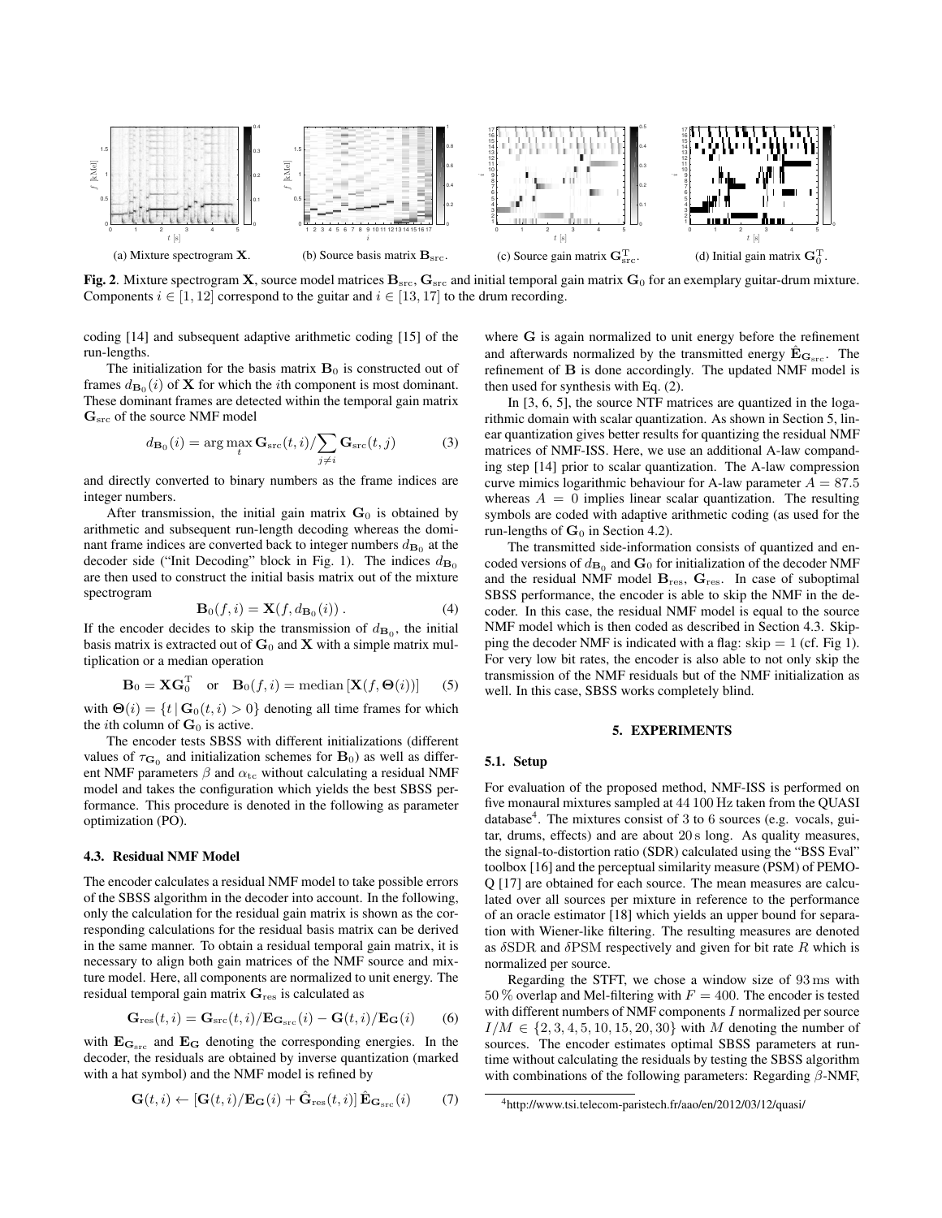(a) Mixture spectrogram $\mathbf{X}$. (b) Source basis matrix $\mathbf{B}_{\text{src}}$. (c) Source gain matrix $\mathbf{G}_{\text{src}}^{\text{T}}$. (d) Initial gain matrix $\mathbf{G}_0^{\text{T}}$.

**Fig. 2**. Mixture spectrogram $\mathbf{X}$, source model matrices $\mathbf{B}_{\text{src}}$, $\mathbf{G}_{\text{src}}$ and initial temporal gain matrix $\mathbf{G}_0$ for an exemplary guitar-drum mixture. Components $i \in [1, 12]$ correspond to the guitar and $i \in [13, 17]$ to the drum recording.

coding [14] and subsequent adaptive arithmetic coding [15] of the run-lengths.

The initialization for the basis matrix $\mathbf{B}_0$ is constructed out of frames $d_{\mathbf{B}_0}(i)$ of $\mathbf{X}$ for which the $i$th component is most dominant. These dominant frames are detected within the temporal gain matrix $\mathbf{G}_{\text{src}}$ of the source NMF model

$$d_{\mathbf{B}_0}(i) = \arg\max_t \mathbf{G}_{\text{src}}(t, i) / \sum_{j \neq i} \mathbf{G}_{\text{src}}(t, j) \tag{3}$$

and directly converted to binary numbers as the frame indices are integer numbers.

After transmission, the initial gain matrix $\mathbf{G}_0$ is obtained by arithmetic and subsequent run-length decoding whereas the dominant frame indices are converted back to integer numbers $d_{\mathbf{B}_0}$ at the decoder side ("Init Decoding" block in Fig. 1). The indices $d_{\mathbf{B}_0}$ are then used to construct the initial basis matrix out of the mixture spectrogram

$$\mathbf{B}_0(f, i) = \mathbf{X}(f, d_{\mathbf{B}_0}(i)) \,. \tag{4}$$

If the encoder decides to skip the transmission of $d_{\mathbf{B}_0}$, the initial basis matrix is extracted out of $\mathbf{G}_0$ and $\mathbf{X}$ with a simple matrix multiplication or a median operation

$$\mathbf{B}_0 = \mathbf{X}\mathbf{G}_0^{\text{T}} \quad \text{or} \quad \mathbf{B}_0(f, i) = \text{median}\left[\mathbf{X}(f, \mathbf{\Theta}(i))\right] \tag{5}$$

with $\mathbf{\Theta}(i) = \{t \,|\, \mathbf{G}_0(t, i) > 0\}$ denoting all time frames for which the $i$th column of $\mathbf{G}_0$ is active.

The encoder tests SBSS with different initializations (different values of $\tau_{\mathbf{G}_0}$ and initialization schemes for $\mathbf{B}_0$) as well as different NMF parameters $\beta$ and $\alpha_{\text{tc}}$ without calculating a residual NMF model and takes the configuration which yields the best SBSS performance. This procedure is denoted in the following as parameter optimization (PO).

### 4.3. Residual NMF Model

The encoder calculates a residual NMF model to take possible errors of the SBSS algorithm in the decoder into account. In the following, only the calculation for the residual gain matrix is shown as the corresponding calculations for the residual basis matrix can be derived in the same manner. To obtain a residual temporal gain matrix, it is necessary to align both gain matrices of the NMF source and mixture model. Here, all components are normalized to unit energy. The residual temporal gain matrix $\mathbf{G}_{\text{res}}$ is calculated as

$$\mathbf{G}_{\text{res}}(t, i) = \mathbf{G}_{\text{src}}(t, i)/\mathbf{E}_{\mathbf{G}_{\text{src}}}(i) - \mathbf{G}(t, i)/\mathbf{E}_{\mathbf{G}}(i) \tag{6}$$

with $\mathbf{E}_{\mathbf{G}_{\text{src}}}$ and $\mathbf{E}_{\mathbf{G}}$ denoting the corresponding energies. In the decoder, the residuals are obtained by inverse quantization (marked with a hat symbol) and the NMF model is refined by

$$\mathbf{G}(t, i) \leftarrow \left[\mathbf{G}(t, i)/\mathbf{E}_{\mathbf{G}}(i) + \hat{\mathbf{G}}_{\text{res}}(t, i)\right] \hat{\mathbf{E}}_{\mathbf{G}_{\text{src}}}(i) \tag{7}$$

where $\mathbf{G}$ is again normalized to unit energy before the refinement and afterwards normalized by the transmitted energy $\hat{\mathbf{E}}_{\mathbf{G}_{\text{src}}}$. The refinement of $\mathbf{B}$ is done accordingly. The updated NMF model is then used for synthesis with Eq. (2).

In [3, 6, 5], the source NTF matrices are quantized in the logarithmic domain with scalar quantization. As shown in Section 5, linear quantization gives better results for quantizing the residual NMF matrices of NMF-ISS. Here, we use an additional A-law companding step [14] prior to scalar quantization. The A-law compression curve mimics logarithmic behaviour for A-law parameter $A = 87.5$ whereas $A = 0$ implies linear scalar quantization. The resulting symbols are coded with adaptive arithmetic coding (as used for the run-lengths of $\mathbf{G}_0$ in Section 4.2).

The transmitted side-information consists of quantized and encoded versions of $d_{\mathbf{B}_0}$ and $\mathbf{G}_0$ for initialization of the decoder NMF and the residual NMF model $\mathbf{B}_{\text{res}}$, $\mathbf{G}_{\text{res}}$. In case of suboptimal SBSS performance, the encoder is able to skip the NMF in the decoder. In this case, the residual NMF model is equal to the source NMF model which is then coded as described in Section 4.3. Skipping the decoder NMF is indicated with a flag: skip = 1 (cf. Fig 1). For very low bit rates, the encoder is also able to not only skip the transmission of the NMF residuals but of the NMF initialization as well. In this case, SBSS works completely blind.

## 5. EXPERIMENTS

### 5.1. Setup

For evaluation of the proposed method, NMF-ISS is performed on five monaural mixtures sampled at 44 100 Hz taken from the QUASI database[4]. The mixtures consist of 3 to 6 sources (e.g. vocals, guitar, drums, effects) and are about 20 s long. As quality measures, the signal-to-distortion ratio (SDR) calculated using the "BSS Eval" toolbox [16] and the perceptual similarity measure (PSM) of PEMO-Q [17] are obtained for each source. The mean measures are calculated over all sources per mixture in reference to the performance of an oracle estimator [18] which yields an upper bound for separation with Wiener-like filtering. The resulting measures are denoted as $\delta$SDR and $\delta$PSM respectively and given for bit rate $R$ which is normalized per source.

Regarding the STFT, we chose a window size of 93 ms with 50 % overlap and Mel-filtering with $F = 400$. The encoder is tested with different numbers of NMF components $I$ normalized per source $I/M \in \{2, 3, 4, 5, 10, 15, 20, 30\}$ with $M$ denoting the number of sources. The encoder estimates optimal SBSS parameters at runtime without calculating the residuals by testing the SBSS algorithm with combinations of the following parameters: Regarding $\beta$-NMF,

[4] http://www.tsi.telecom-paristech.fr/aao/en/2012/03/12/quasi/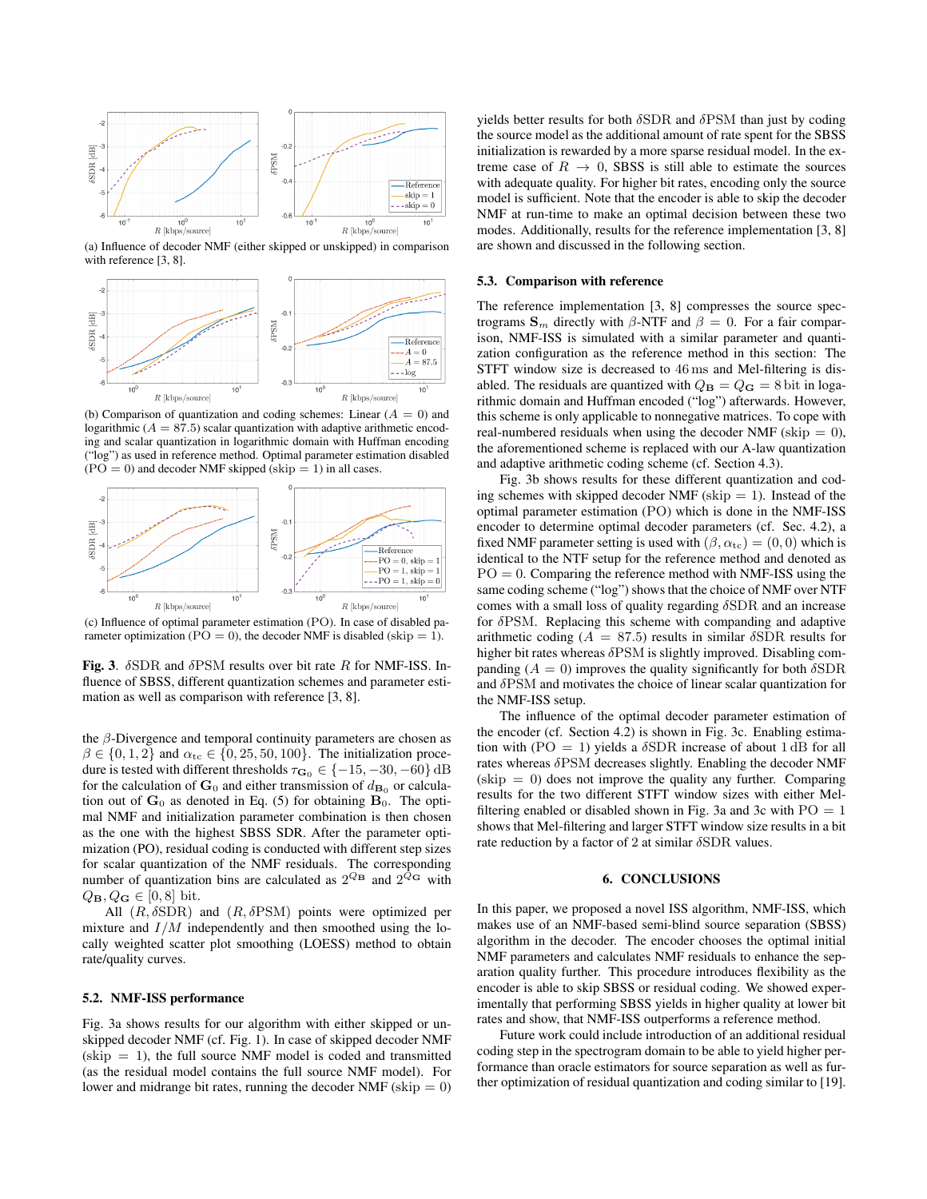(a) Influence of decoder NMF (either skipped or unskipped) in comparison with reference [3, 8].

(b) Comparison of quantization and coding schemes: Linear ($A = 0$) and logarithmic ($A = 87.5$) scalar quantization with adaptive arithmetic encoding and scalar quantization in logarithmic domain with Huffman encoding ("log") as used in reference method. Optimal parameter estimation disabled (PO $= 0$) and decoder NMF skipped (skip $= 1$) in all cases.

(c) Influence of optimal parameter estimation (PO). In case of disabled parameter optimization (PO $= 0$), the decoder NMF is disabled (skip $= 1$).

**Fig. 3**. $\delta$SDR and $\delta$PSM results over bit rate $R$ for NMF-ISS. Influence of SBSS, different quantization schemes and parameter estimation as well as comparison with reference [3, 8].

the $\beta$-Divergence and temporal continuity parameters are chosen as $\beta \in \{0, 1, 2\}$ and $\alpha_{\text{tc}} \in \{0, 25, 50, 100\}$. The initialization procedure is tested with different thresholds $\tau_{\mathbf{G}_0} \in \{-15, -30, -60\}$ dB for the calculation of $\mathbf{G}_0$ and either transmission of $d_{\mathbf{B}_0}$ or calculation out of $\mathbf{G}_0$ as denoted in Eq. (5) for obtaining $\mathbf{B}_0$. The optimal NMF and initialization parameter combination is then chosen as the one with the highest SBSS SDR. After the parameter optimization (PO), residual coding is conducted with different step sizes for scalar quantization of the NMF residuals. The corresponding number of quantization bins are calculated as $2^{Q_\mathbf{B}}$ and $2^{Q_\mathbf{G}}$ with $Q_\mathbf{B}, Q_\mathbf{G} \in [0, 8]$ bit.

All $(R, \delta\text{SDR})$ and $(R, \delta\text{PSM})$ points were optimized per mixture and $I/M$ independently and then smoothed using the locally weighted scatter plot smoothing (LOESS) method to obtain rate/quality curves.

### 5.2. NMF-ISS performance

Fig. 3a shows results for our algorithm with either skipped or unskipped decoder NMF (cf. Fig. 1). In case of skipped decoder NMF (skip $= 1$), the full source NMF model is coded and transmitted (as the residual model contains the full source NMF model). For lower and midrange bit rates, running the decoder NMF (skip $= 0$) yields better results for both $\delta$SDR and $\delta$PSM than just by coding the source model as the additional amount of rate spent for the SBSS initialization is rewarded by a more sparse residual model. In the extreme case of $R \to 0$, SBSS is still able to estimate the sources with adequate quality. For higher bit rates, encoding only the source model is sufficient. Note that the encoder is able to skip the decoder NMF at run-time to make an optimal decision between these two modes. Additionally, results for the reference implementation [3, 8] are shown and discussed in the following section.

### 5.3. Comparison with reference

The reference implementation [3, 8] compresses the source spectrograms $\mathbf{S}_m$ directly with $\beta$-NTF and $\beta = 0$. For a fair comparison, NMF-ISS is simulated with a similar parameter and quantization configuration as the reference method in this section: The STFT window size is decreased to 46 ms and Mel-filtering is disabled. The residuals are quantized with $Q_\mathbf{B} = Q_\mathbf{G} = 8$ bit in logarithmic domain and Huffman encoded ("log") afterwards. However, this scheme is only applicable to nonnegative matrices. To cope with real-numbered residuals when using the decoder NMF (skip $= 0$), the aforementioned scheme is replaced with our A-law quantization and adaptive arithmetic coding scheme (cf. Section 4.3).

Fig. 3b shows results for these different quantization and coding schemes with skipped decoder NMF (skip $= 1$). Instead of the optimal parameter estimation (PO) which is done in the NMF-ISS encoder to determine optimal decoder parameters (cf. Sec. 4.2), a fixed NMF parameter setting is used with $(\beta, \alpha_{\text{tc}}) = (0, 0)$ which is identical to the NTF setup for the reference method and denoted as PO $= 0$. Comparing the reference method with NMF-ISS using the same coding scheme ("log") shows that the choice of NMF over NTF comes with a small loss of quality regarding $\delta$SDR and an increase for $\delta$PSM. Replacing this scheme with companding and adaptive arithmetic coding ($A = 87.5$) results in similar $\delta$SDR results for higher bit rates whereas $\delta$PSM is slightly improved. Disabling companding ($A = 0$) improves the quality significantly for both $\delta$SDR and $\delta$PSM and motivates the choice of linear scalar quantization for the NMF-ISS setup.

The influence of the optimal decoder parameter estimation of the encoder (cf. Section 4.2) is shown in Fig. 3c. Enabling estimation with (PO $= 1$) yields a $\delta$SDR increase of about 1 dB for all rates whereas $\delta$PSM decreases slightly. Enabling the decoder NMF (skip $= 0$) does not improve the quality any further. Comparing results for the two different STFT window sizes with either Mel-filtering enabled or disabled shown in Fig. 3a and 3c with PO $= 1$ shows that Mel-filtering and larger STFT window size results in a bit rate reduction by a factor of 2 at similar $\delta$SDR values.

## 6. CONCLUSIONS

In this paper, we proposed a novel ISS algorithm, NMF-ISS, which makes use of an NMF-based semi-blind source separation (SBSS) algorithm in the decoder. The encoder chooses the optimal initial NMF parameters and calculates NMF residuals to enhance the separation quality further. This procedure introduces flexibility as the encoder is able to skip SBSS or residual coding. We showed experimentally that performing SBSS yields in higher quality at lower bit rates and show, that NMF-ISS outperforms a reference method.

Future work could include introduction of an additional residual coding step in the spectrogram domain to be able to yield higher performance than oracle estimators for source separation as well as further optimization of residual quantization and coding similar to [19].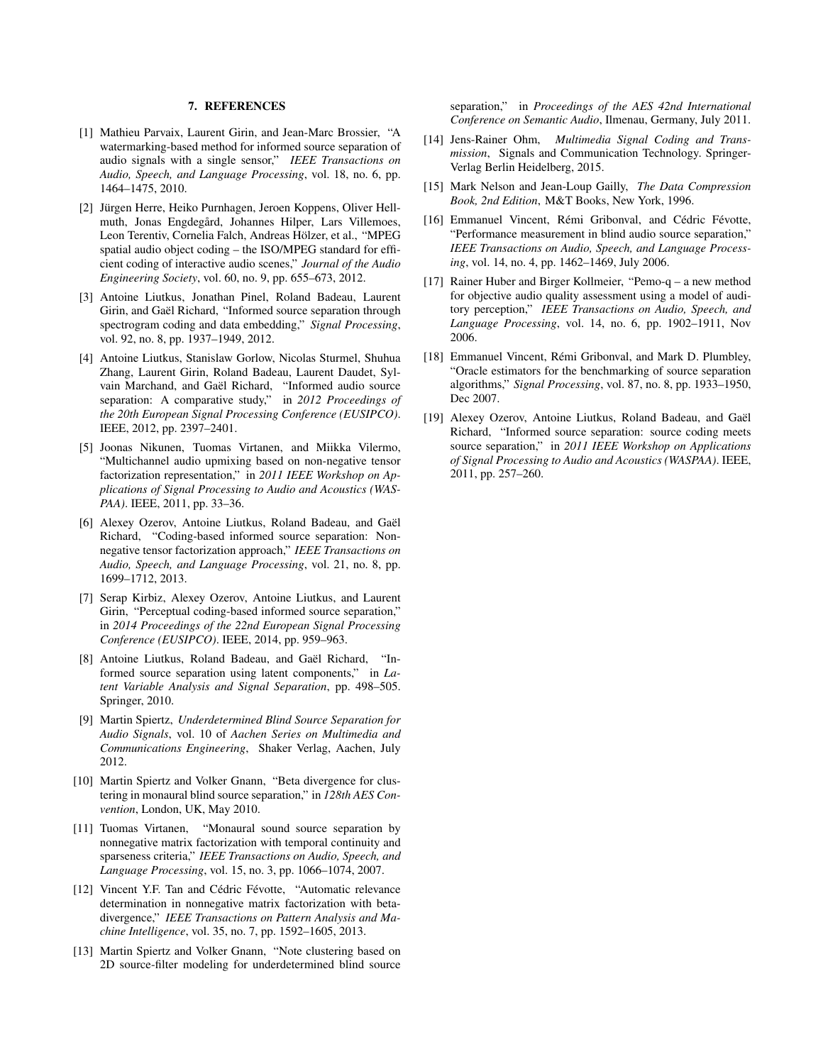## 7. REFERENCES

[1] Mathieu Parvaix, Laurent Girin, and Jean-Marc Brossier, "A watermarking-based method for informed source separation of audio signals with a single sensor," *IEEE Transactions on Audio, Speech, and Language Processing*, vol. 18, no. 6, pp. 1464–1475, 2010.

[2] Jürgen Herre, Heiko Purnhagen, Jeroen Koppens, Oliver Hellmuth, Jonas Engdegård, Johannes Hilper, Lars Villemoes, Leon Terentiv, Cornelia Falch, Andreas Hölzer, et al., "MPEG spatial audio object coding – the ISO/MPEG standard for efficient coding of interactive audio scenes," *Journal of the Audio Engineering Society*, vol. 60, no. 9, pp. 655–673, 2012.

[3] Antoine Liutkus, Jonathan Pinel, Roland Badeau, Laurent Girin, and Gaël Richard, "Informed source separation through spectrogram coding and data embedding," *Signal Processing*, vol. 92, no. 8, pp. 1937–1949, 2012.

[4] Antoine Liutkus, Stanislaw Gorlow, Nicolas Sturmel, Shuhua Zhang, Laurent Girin, Roland Badeau, Laurent Daudet, Sylvain Marchand, and Gaël Richard, "Informed audio source separation: A comparative study," in *2012 Proceedings of the 20th European Signal Processing Conference (EUSIPCO)*. IEEE, 2012, pp. 2397–2401.

[5] Joonas Nikunen, Tuomas Virtanen, and Miikka Vilermo, "Multichannel audio upmixing based on non-negative tensor factorization representation," in *2011 IEEE Workshop on Applications of Signal Processing to Audio and Acoustics (WASPAA)*. IEEE, 2011, pp. 33–36.

[6] Alexey Ozerov, Antoine Liutkus, Roland Badeau, and Gaël Richard, "Coding-based informed source separation: Nonnegative tensor factorization approach," *IEEE Transactions on Audio, Speech, and Language Processing*, vol. 21, no. 8, pp. 1699–1712, 2013.

[7] Serap Kirbiz, Alexey Ozerov, Antoine Liutkus, and Laurent Girin, "Perceptual coding-based informed source separation," in *2014 Proceedings of the 22nd European Signal Processing Conference (EUSIPCO)*. IEEE, 2014, pp. 959–963.

[8] Antoine Liutkus, Roland Badeau, and Gaël Richard, "Informed source separation using latent components," in *Latent Variable Analysis and Signal Separation*, pp. 498–505. Springer, 2010.

[9] Martin Spiertz, *Underdetermined Blind Source Separation for Audio Signals*, vol. 10 of *Aachen Series on Multimedia and Communications Engineering*, Shaker Verlag, Aachen, July 2012.

[10] Martin Spiertz and Volker Gnann, "Beta divergence for clustering in monaural blind source separation," in *128th AES Convention*, London, UK, May 2010.

[11] Tuomas Virtanen, "Monaural sound source separation by nonnegative matrix factorization with temporal continuity and sparseness criteria," *IEEE Transactions on Audio, Speech, and Language Processing*, vol. 15, no. 3, pp. 1066–1074, 2007.

[12] Vincent Y.F. Tan and Cédric Févotte, "Automatic relevance determination in nonnegative matrix factorization with beta-divergence," *IEEE Transactions on Pattern Analysis and Machine Intelligence*, vol. 35, no. 7, pp. 1592–1605, 2013.

[13] Martin Spiertz and Volker Gnann, "Note clustering based on 2D source-filter modeling for underdetermined blind source separation," in *Proceedings of the AES 42nd International Conference on Semantic Audio*, Ilmenau, Germany, July 2011.

[14] Jens-Rainer Ohm, *Multimedia Signal Coding and Transmission*, Signals and Communication Technology. Springer-Verlag Berlin Heidelberg, 2015.

[15] Mark Nelson and Jean-Loup Gailly, *The Data Compression Book, 2nd Edition*, M&T Books, New York, 1996.

[16] Emmanuel Vincent, Rémi Gribonval, and Cédric Févotte, "Performance measurement in blind audio source separation," *IEEE Transactions on Audio, Speech, and Language Processing*, vol. 14, no. 4, pp. 1462–1469, July 2006.

[17] Rainer Huber and Birger Kollmeier, "Pemo-q – a new method for objective audio quality assessment using a model of auditory perception," *IEEE Transactions on Audio, Speech, and Language Processing*, vol. 14, no. 6, pp. 1902–1911, Nov 2006.

[18] Emmanuel Vincent, Rémi Gribonval, and Mark D. Plumbley, "Oracle estimators for the benchmarking of source separation algorithms," *Signal Processing*, vol. 87, no. 8, pp. 1933–1950, Dec 2007.

[19] Alexey Ozerov, Antoine Liutkus, Roland Badeau, and Gaël Richard, "Informed source separation: source coding meets source separation," in *2011 IEEE Workshop on Applications of Signal Processing to Audio and Acoustics (WASPAA)*. IEEE, 2011, pp. 257–260.